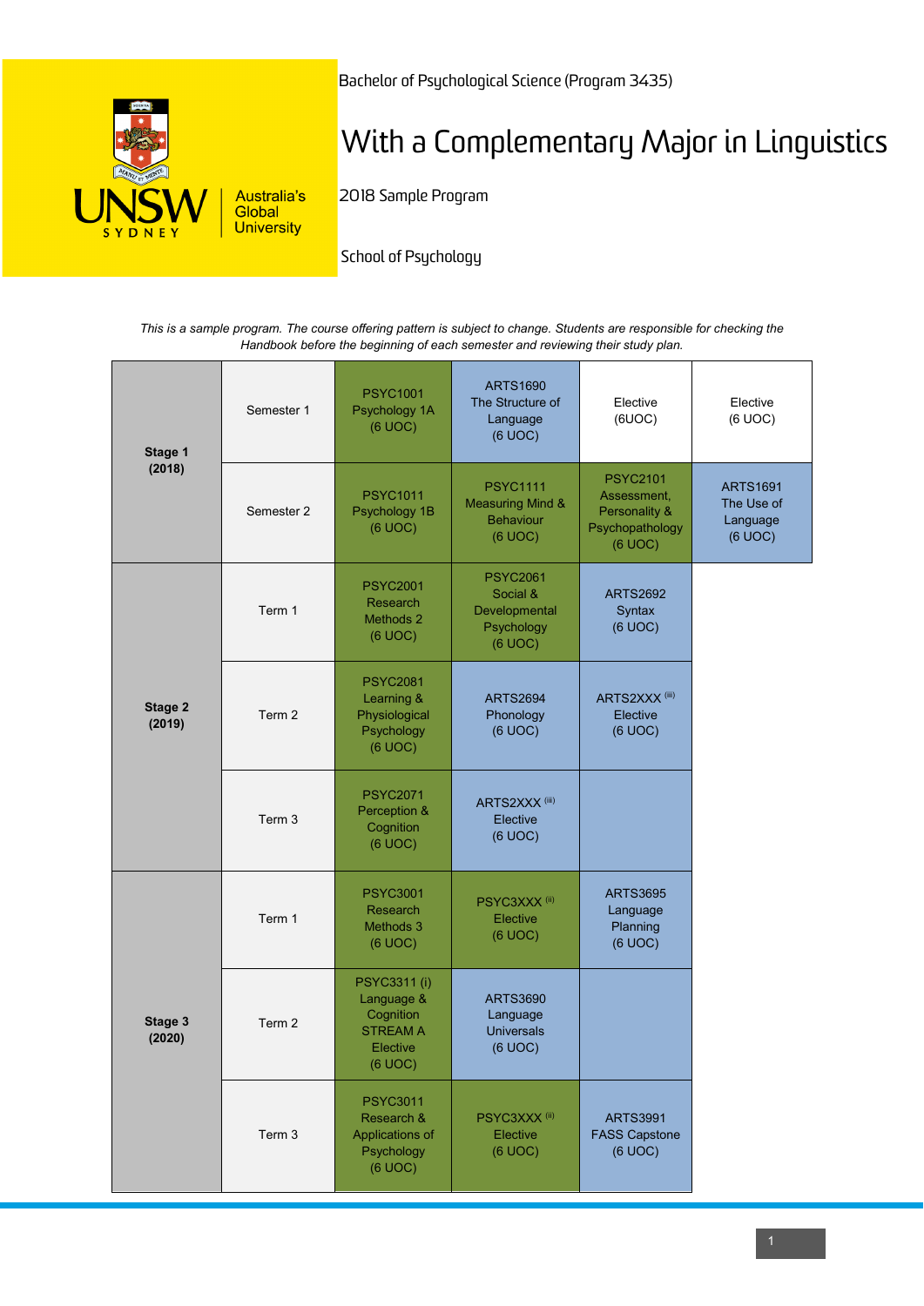Bachelor of Psychological Science (Program 3435)

# With a Complementary Major in Linguistics

2018 Sample Program

School of Psychology

*This is a sample program. The course offering pattern is subject to change. Students are responsible for checking the Handbook before the beginning of each semester and reviewing their study plan.*

| Stage | Period | | | | |
|---|---|---|---|---|---|
| **Stage 1 (2018)** | Semester 1 | PSYC1001 Psychology 1A (6 UOC) | ARTS1690 The Structure of Language (6 UOC) | Elective (6UOC) | Elective (6 UOC) |
| | Semester 2 | PSYC1011 Psychology 1B (6 UOC) | PSYC1111 Measuring Mind & Behaviour (6 UOC) | PSYC2101 Assessment, Personality & Psychopathology (6 UOC) | ARTS1691 The Use of Language (6 UOC) |
| **Stage 2 (2019)** | Term 1 | PSYC2001 Research Methods 2 (6 UOC) | PSYC2061 Social & Developmental Psychology (6 UOC) | ARTS2692 Syntax (6 UOC) | |
| | Term 2 | PSYC2081 Learning & Physiological Psychology (6 UOC) | ARTS2694 Phonology (6 UOC) | ARTS2XXX (iii) Elective (6 UOC) | |
| | Term 3 | PSYC2071 Perception & Cognition (6 UOC) | ARTS2XXX (iii) Elective (6 UOC) | | |
| **Stage 3 (2020)** | Term 1 | PSYC3001 Research Methods 3 (6 UOC) | PSYC3XXX (ii) Elective (6 UOC) | ARTS3695 Language Planning (6 UOC) | |
| | Term 2 | PSYC3311 (i) Language & Cognition STREAM A Elective (6 UOC) | ARTS3690 Language Universals (6 UOC) | | |
| | Term 3 | PSYC3011 Research & Applications of Psychology (6 UOC) | PSYC3XXX (ii) Elective (6 UOC) | ARTS3991 FASS Capstone (6 UOC) | |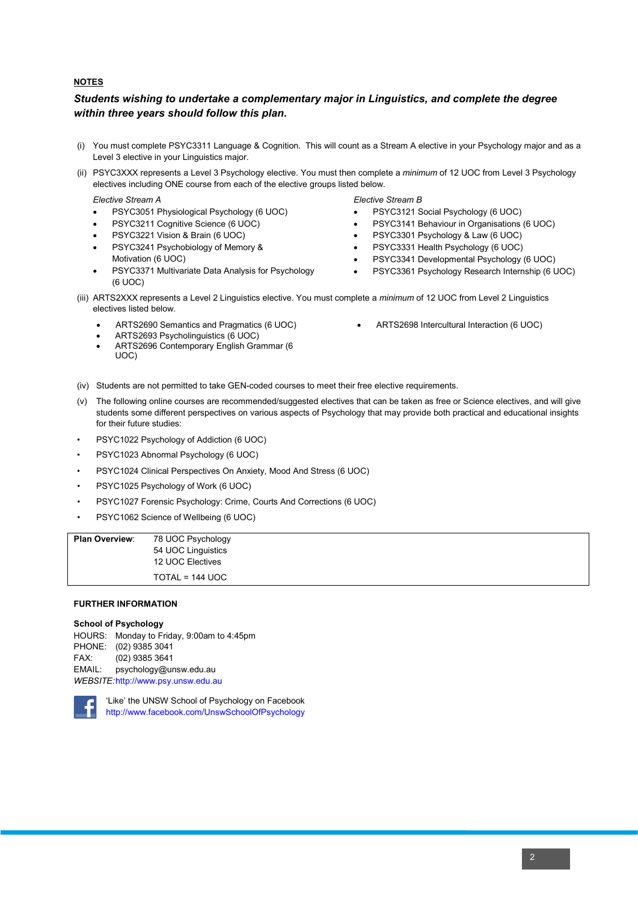**NOTES**

***Students wishing to undertake a complementary major in Linguistics, and complete the degree within three years should follow this plan.***

(i) You must complete PSYC3311 Language & Cognition. This will count as a Stream A elective in your Psychology major and as a Level 3 elective in your Linguistics major.

(ii) PSYC3XXX represents a Level 3 Psychology elective. You must then complete a *minimum* of 12 UOC from Level 3 Psychology electives including ONE course from each of the elective groups listed below.

*Elective Stream A*

- PSYC3051 Physiological Psychology (6 UOC)
- PSYC3211 Cognitive Science (6 UOC)
- PSYC3221 Vision & Brain (6 UOC)
- PSYC3241 Psychobiology of Memory & Motivation (6 UOC)
- PSYC3371 Multivariate Data Analysis for Psychology (6 UOC)

*Elective Stream B*

- PSYC3121 Social Psychology (6 UOC)
- PSYC3141 Behaviour in Organisations (6 UOC)
- PSYC3301 Psychology & Law (6 UOC)
- PSYC3331 Health Psychology (6 UOC)
- PSYC3341 Developmental Psychology (6 UOC)
- PSYC3361 Psychology Research Internship (6 UOC)

(iii) ARTS2XXX represents a Level 2 Linguistics elective. You must complete a *minimum* of 12 UOC from Level 2 Linguistics electives listed below.

- ARTS2690 Semantics and Pragmatics (6 UOC)
- ARTS2693 Psycholinguistics (6 UOC)
- ARTS2696 Contemporary English Grammar (6 UOC)
- ARTS2698 Intercultural Interaction (6 UOC)

(iv) Students are not permitted to take GEN-coded courses to meet their free elective requirements.

(v) The following online courses are recommended/suggested electives that can be taken as free or Science electives, and will give students some different perspectives on various aspects of Psychology that may provide both practical and educational insights for their future studies:

- PSYC1022 Psychology of Addiction (6 UOC)
- PSYC1023 Abnormal Psychology (6 UOC)
- PSYC1024 Clinical Perspectives On Anxiety, Mood And Stress (6 UOC)
- PSYC1025 Psychology of Work (6 UOC)
- PSYC1027 Forensic Psychology: Crime, Courts And Corrections (6 UOC)
- PSYC1062 Science of Wellbeing (6 UOC)

| | |
|---|---|
| **Plan Overview**: | 78 UOC Psychology<br>54 UOC Linguistics<br>12 UOC Electives |
| | TOTAL = 144 UOC |

**FURTHER INFORMATION**

**School of Psychology**

HOURS: Monday to Friday, 9:00am to 4:45pm
PHONE: (02) 9385 3041
FAX: (02) 9385 3641
EMAIL: psychology@unsw.edu.au
*WEBSITE:* http://www.psy.unsw.edu.au

'Like' the UNSW School of Psychology on Facebook
http://www.facebook.com/UnswSchoolOfPsychology